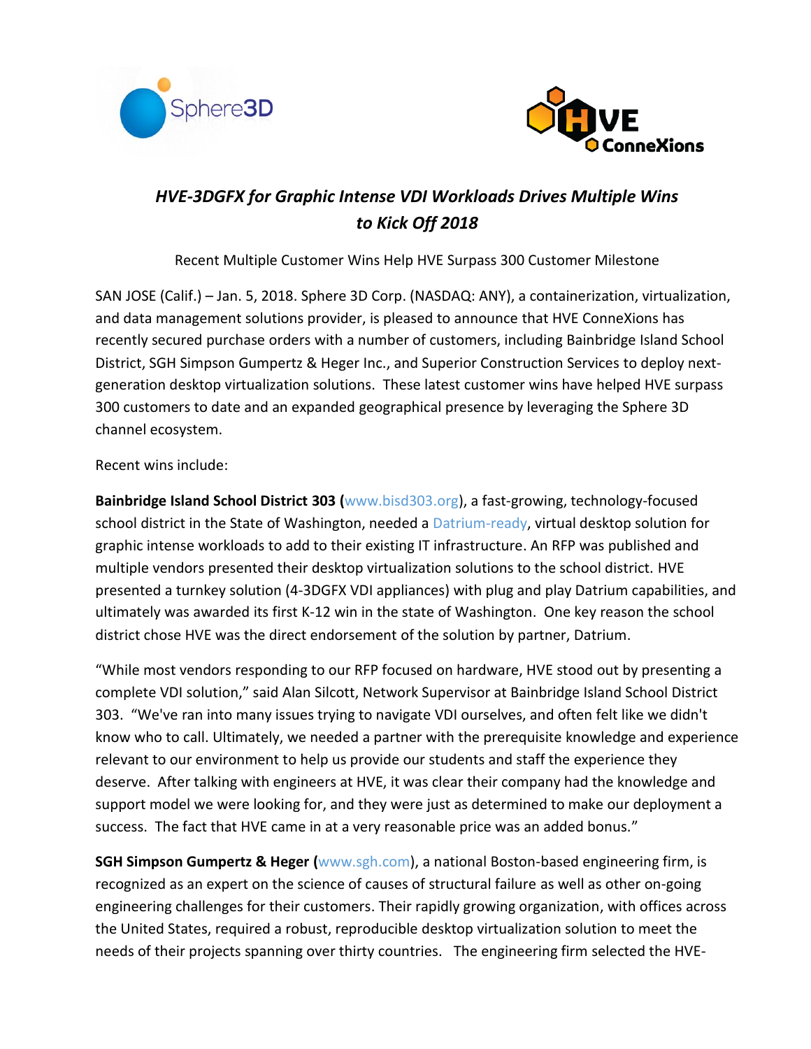# *HVE-3DGFX for Graphic Intense VDI Workloads Drives Multiple Wins to Kick Off 2018*

Recent Multiple Customer Wins Help HVE Surpass 300 Customer Milestone

SAN JOSE (Calif.) – Jan. 5, 2018. Sphere 3D Corp. (NASDAQ: ANY), a containerization, virtualization, and data management solutions provider, is pleased to announce that HVE ConneXions has recently secured purchase orders with a number of customers, including Bainbridge Island School District, SGH Simpson Gumpertz & Heger Inc., and Superior Construction Services to deploy next-generation desktop virtualization solutions. These latest customer wins have helped HVE surpass 300 customers to date and an expanded geographical presence by leveraging the Sphere 3D channel ecosystem.

Recent wins include:

**Bainbridge Island School District 303 (**www.bisd303.org), a fast-growing, technology-focused school district in the State of Washington, needed a Datrium-ready, virtual desktop solution for graphic intense workloads to add to their existing IT infrastructure. An RFP was published and multiple vendors presented their desktop virtualization solutions to the school district. HVE presented a turnkey solution (4-3DGFX VDI appliances) with plug and play Datrium capabilities, and ultimately was awarded its first K-12 win in the state of Washington. One key reason the school district chose HVE was the direct endorsement of the solution by partner, Datrium.

"While most vendors responding to our RFP focused on hardware, HVE stood out by presenting a complete VDI solution," said Alan Silcott, Network Supervisor at Bainbridge Island School District 303. "We've ran into many issues trying to navigate VDI ourselves, and often felt like we didn't know who to call. Ultimately, we needed a partner with the prerequisite knowledge and experience relevant to our environment to help us provide our students and staff the experience they deserve. After talking with engineers at HVE, it was clear their company had the knowledge and support model we were looking for, and they were just as determined to make our deployment a success. The fact that HVE came in at a very reasonable price was an added bonus."

**SGH Simpson Gumpertz & Heger (**www.sgh.com), a national Boston-based engineering firm, is recognized as an expert on the science of causes of structural failure as well as other on-going engineering challenges for their customers. Their rapidly growing organization, with offices across the United States, required a robust, reproducible desktop virtualization solution to meet the needs of their projects spanning over thirty countries. The engineering firm selected the HVE-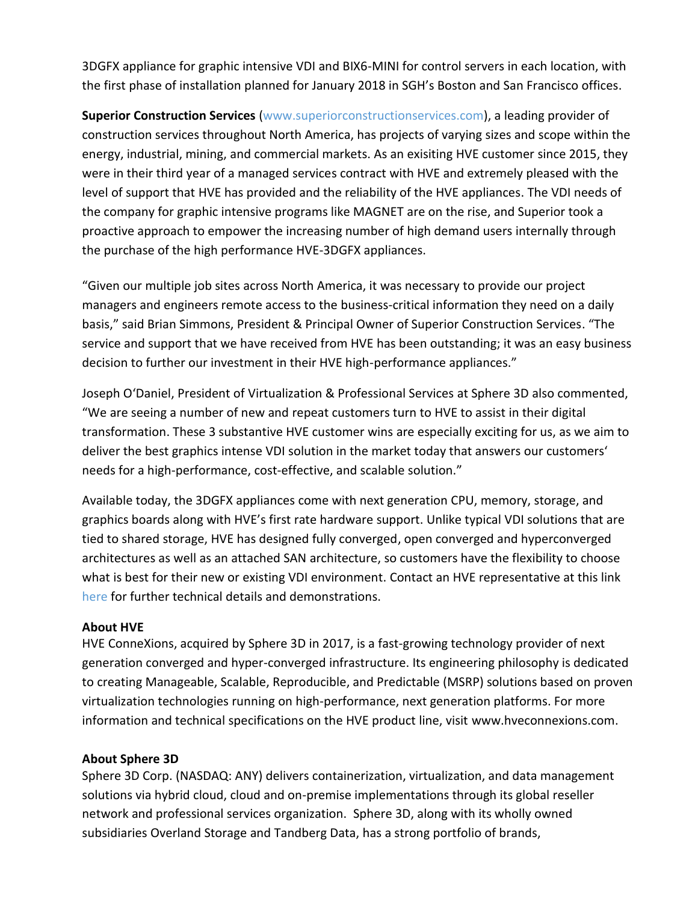3DGFX appliance for graphic intensive VDI and BIX6-MINI for control servers in each location, with the first phase of installation planned for January 2018 in SGH's Boston and San Francisco offices.

**Superior Construction Services** (www.superiorconstructionservices.com), a leading provider of construction services throughout North America, has projects of varying sizes and scope within the energy, industrial, mining, and commercial markets. As an exisiting HVE customer since 2015, they were in their third year of a managed services contract with HVE and extremely pleased with the level of support that HVE has provided and the reliability of the HVE appliances. The VDI needs of the company for graphic intensive programs like MAGNET are on the rise, and Superior took a proactive approach to empower the increasing number of high demand users internally through the purchase of the high performance HVE-3DGFX appliances.

"Given our multiple job sites across North America, it was necessary to provide our project managers and engineers remote access to the business-critical information they need on a daily basis," said Brian Simmons, President & Principal Owner of Superior Construction Services. "The service and support that we have received from HVE has been outstanding; it was an easy business decision to further our investment in their HVE high-performance appliances."

Joseph O'Daniel, President of Virtualization & Professional Services at Sphere 3D also commented, "We are seeing a number of new and repeat customers turn to HVE to assist in their digital transformation. These 3 substantive HVE customer wins are especially exciting for us, as we aim to deliver the best graphics intense VDI solution in the market today that answers our customers' needs for a high-performance, cost-effective, and scalable solution."

Available today, the 3DGFX appliances come with next generation CPU, memory, storage, and graphics boards along with HVE's first rate hardware support. Unlike typical VDI solutions that are tied to shared storage, HVE has designed fully converged, open converged and hyperconverged architectures as well as an attached SAN architecture, so customers have the flexibility to choose what is best for their new or existing VDI environment. Contact an HVE representative at this link here for further technical details and demonstrations.

**About HVE**

HVE ConneXions, acquired by Sphere 3D in 2017, is a fast-growing technology provider of next generation converged and hyper-converged infrastructure. Its engineering philosophy is dedicated to creating Manageable, Scalable, Reproducible, and Predictable (MSRP) solutions based on proven virtualization technologies running on high-performance, next generation platforms. For more information and technical specifications on the HVE product line, visit www.hveconnexions.com.

**About Sphere 3D**

Sphere 3D Corp. (NASDAQ: ANY) delivers containerization, virtualization, and data management solutions via hybrid cloud, cloud and on-premise implementations through its global reseller network and professional services organization. Sphere 3D, along with its wholly owned subsidiaries Overland Storage and Tandberg Data, has a strong portfolio of brands,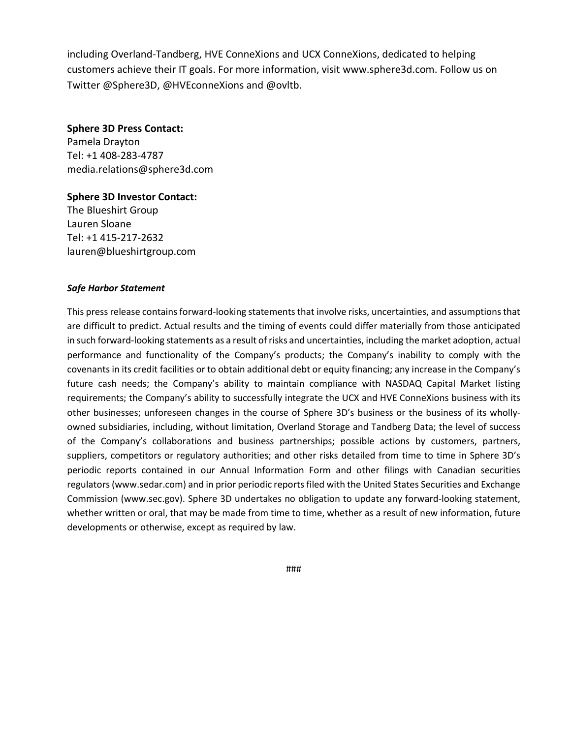including Overland-Tandberg, HVE ConneXions and UCX ConneXions, dedicated to helping customers achieve their IT goals. For more information, visit www.sphere3d.com. Follow us on Twitter @Sphere3D, @HVEconneXions and @ovltb.

**Sphere 3D Press Contact:**
Pamela Drayton
Tel: +1 408-283-4787
media.relations@sphere3d.com

**Sphere 3D Investor Contact:**
The Blueshirt Group
Lauren Sloane
Tel: +1 415-217-2632
lauren@blueshirtgroup.com

***Safe Harbor Statement***

This press release contains forward-looking statements that involve risks, uncertainties, and assumptions that are difficult to predict. Actual results and the timing of events could differ materially from those anticipated in such forward-looking statements as a result of risks and uncertainties, including the market adoption, actual performance and functionality of the Company's products; the Company's inability to comply with the covenants in its credit facilities or to obtain additional debt or equity financing; any increase in the Company's future cash needs; the Company's ability to maintain compliance with NASDAQ Capital Market listing requirements; the Company's ability to successfully integrate the UCX and HVE ConneXions business with its other businesses; unforeseen changes in the course of Sphere 3D's business or the business of its wholly-owned subsidiaries, including, without limitation, Overland Storage and Tandberg Data; the level of success of the Company's collaborations and business partnerships; possible actions by customers, partners, suppliers, competitors or regulatory authorities; and other risks detailed from time to time in Sphere 3D's periodic reports contained in our Annual Information Form and other filings with Canadian securities regulators (www.sedar.com) and in prior periodic reports filed with the United States Securities and Exchange Commission (www.sec.gov). Sphere 3D undertakes no obligation to update any forward-looking statement, whether written or oral, that may be made from time to time, whether as a result of new information, future developments or otherwise, except as required by law.

###